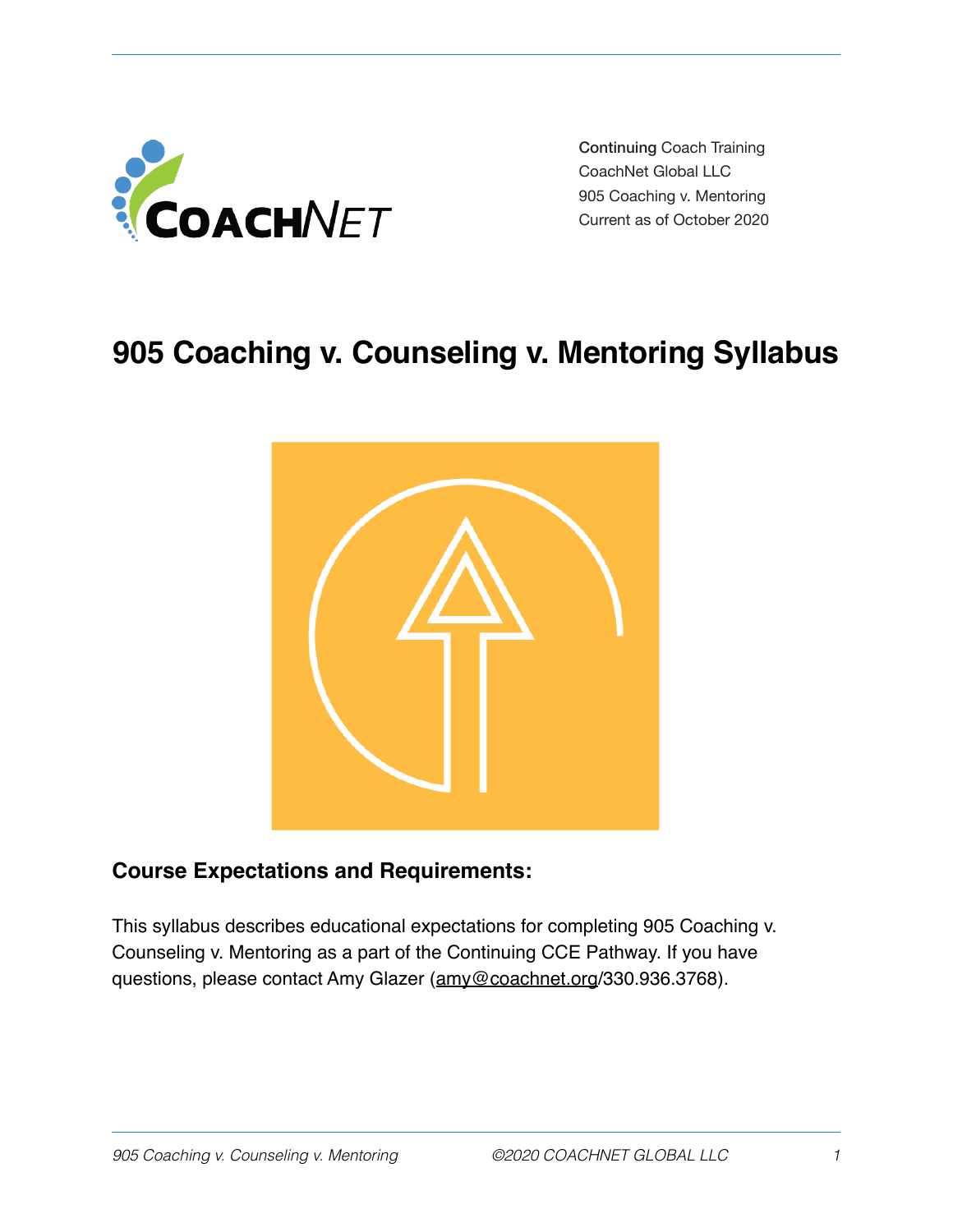Continuing Coach Training
CoachNet Global LLC
905 Coaching v. Mentoring
Current as of October 2020

# 905 Coaching v. Counseling v. Mentoring Syllabus

## Course Expectations and Requirements:

This syllabus describes educational expectations for completing 905 Coaching v. Counseling v. Mentoring as a part of the Continuing CCE Pathway. If you have questions, please contact Amy Glazer (amy@coachnet.org/330.936.3768).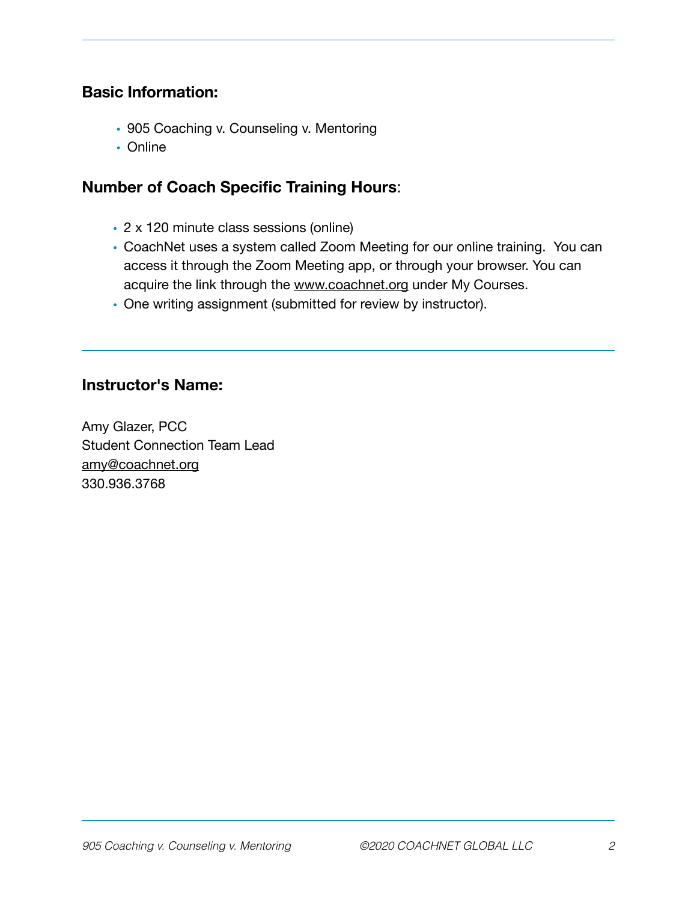## Basic Information:

- 905 Coaching v. Counseling v. Mentoring
- Online

## Number of Coach Specific Training Hours:

- 2 x 120 minute class sessions (online)
- CoachNet uses a system called Zoom Meeting for our online training. You can access it through the Zoom Meeting app, or through your browser. You can acquire the link through the www.coachnet.org under My Courses.
- One writing assignment (submitted for review by instructor).

---

## Instructor's Name:

Amy Glazer, PCC
Student Connection Team Lead
amy@coachnet.org
330.936.3768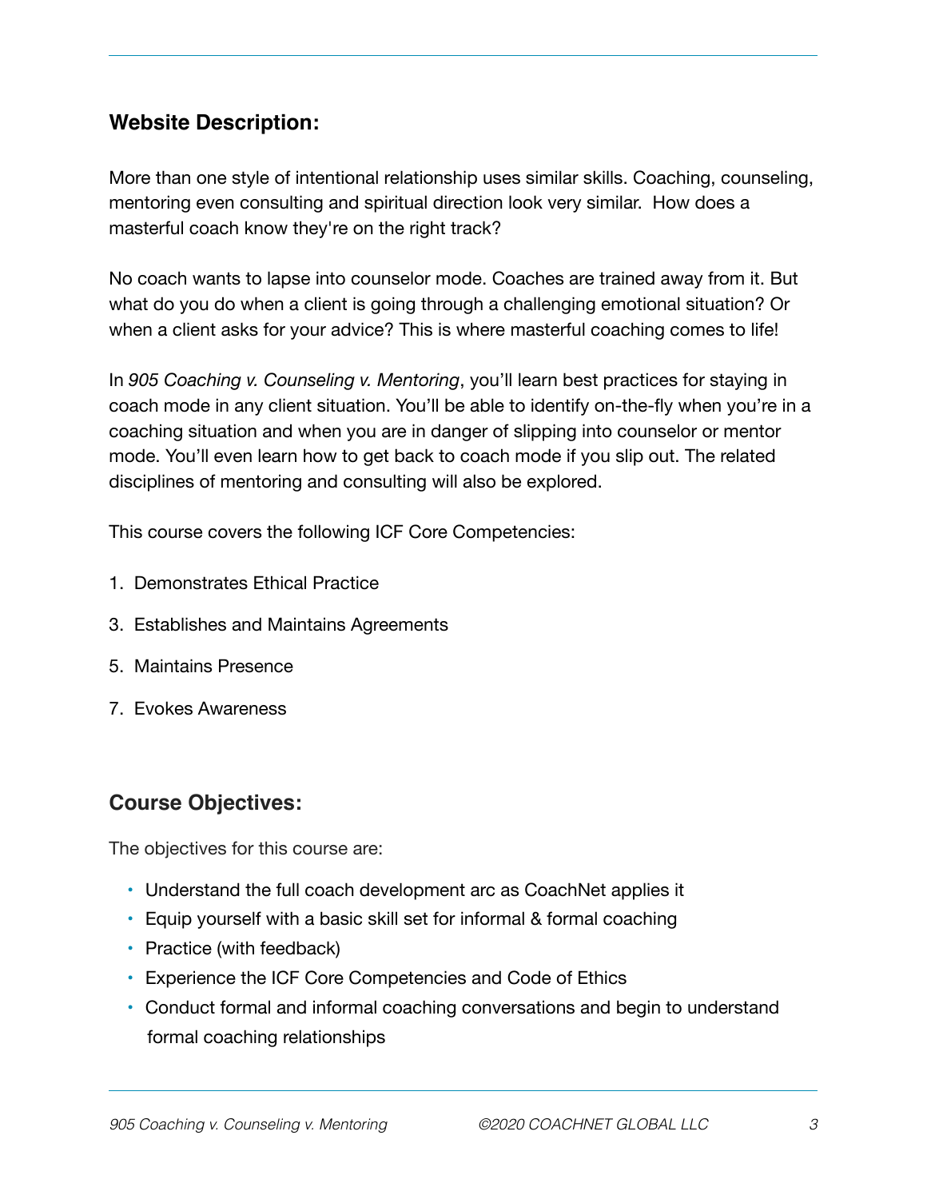## Website Description:

More than one style of intentional relationship uses similar skills. Coaching, counseling, mentoring even consulting and spiritual direction look very similar.  How does a masterful coach know they're on the right track?

No coach wants to lapse into counselor mode. Coaches are trained away from it. But what do you do when a client is going through a challenging emotional situation? Or when a client asks for your advice? This is where masterful coaching comes to life!

In *905 Coaching v. Counseling v. Mentoring*, you'll learn best practices for staying in coach mode in any client situation. You'll be able to identify on-the-fly when you're in a coaching situation and when you are in danger of slipping into counselor or mentor mode. You'll even learn how to get back to coach mode if you slip out. The related disciplines of mentoring and consulting will also be explored.

This course covers the following ICF Core Competencies:

1. Demonstrates Ethical Practice

3. Establishes and Maintains Agreements

5. Maintains Presence

7. Evokes Awareness

## Course Objectives:

The objectives for this course are:

- Understand the full coach development arc as CoachNet applies it
- Equip yourself with a basic skill set for informal & formal coaching
- Practice (with feedback)
- Experience the ICF Core Competencies and Code of Ethics
- Conduct formal and informal coaching conversations and begin to understand formal coaching relationships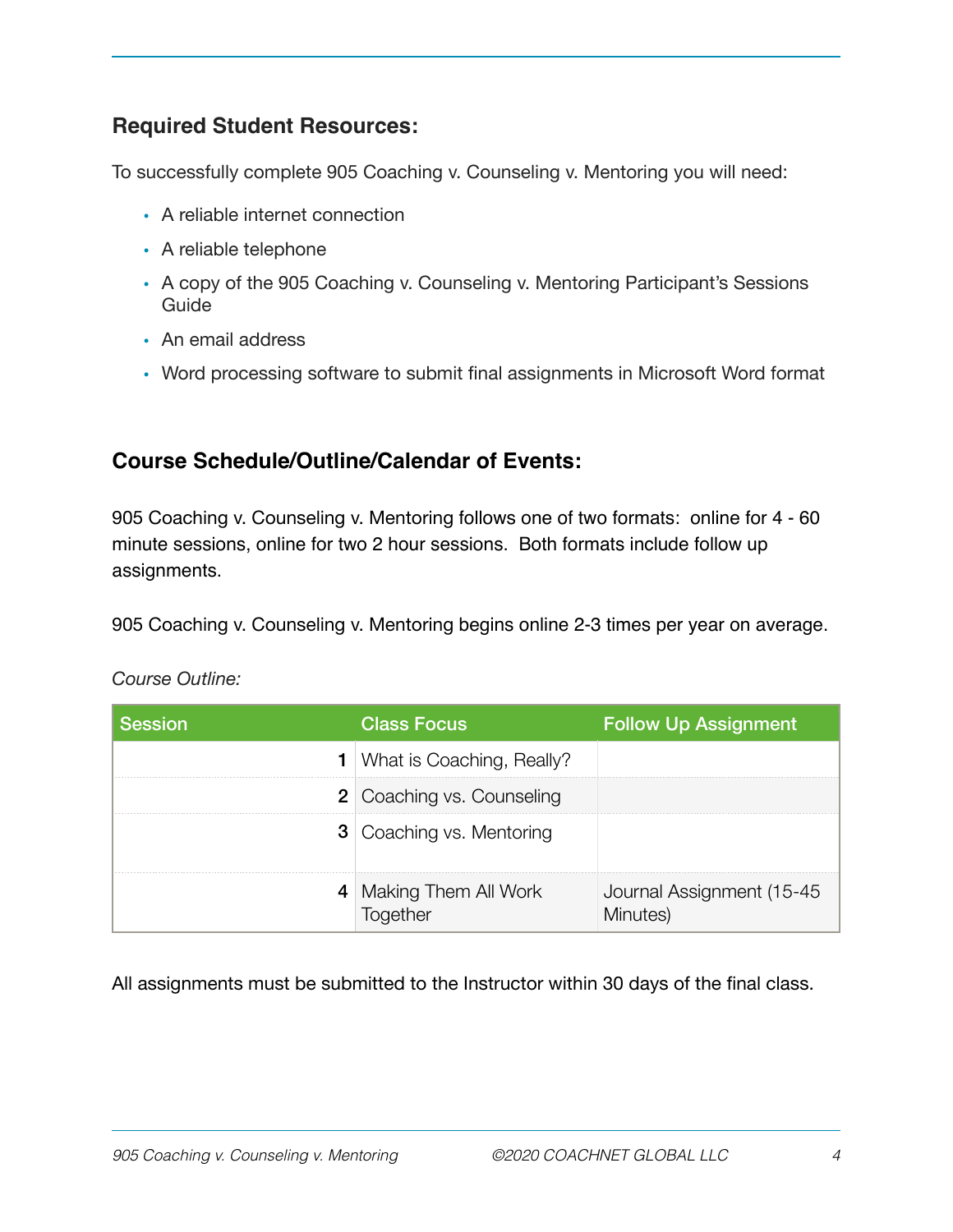## Required Student Resources:

To successfully complete 905 Coaching v. Counseling v. Mentoring you will need:

- A reliable internet connection
- A reliable telephone
- A copy of the 905 Coaching v. Counseling v. Mentoring Participant's Sessions Guide
- An email address
- Word processing software to submit final assignments in Microsoft Word format

## Course Schedule/Outline/Calendar of Events:

905 Coaching v. Counseling v. Mentoring follows one of two formats: online for 4 - 60 minute sessions, online for two 2 hour sessions. Both formats include follow up assignments.

905 Coaching v. Counseling v. Mentoring begins online 2-3 times per year on average.

*Course Outline:*

| Session | Class Focus | Follow Up Assignment |
|---|---|---|
| 1 | What is Coaching, Really? | |
| 2 | Coaching vs. Counseling | |
| 3 | Coaching vs. Mentoring | |
| 4 | Making Them All Work Together | Journal Assignment (15-45 Minutes) |

All assignments must be submitted to the Instructor within 30 days of the final class.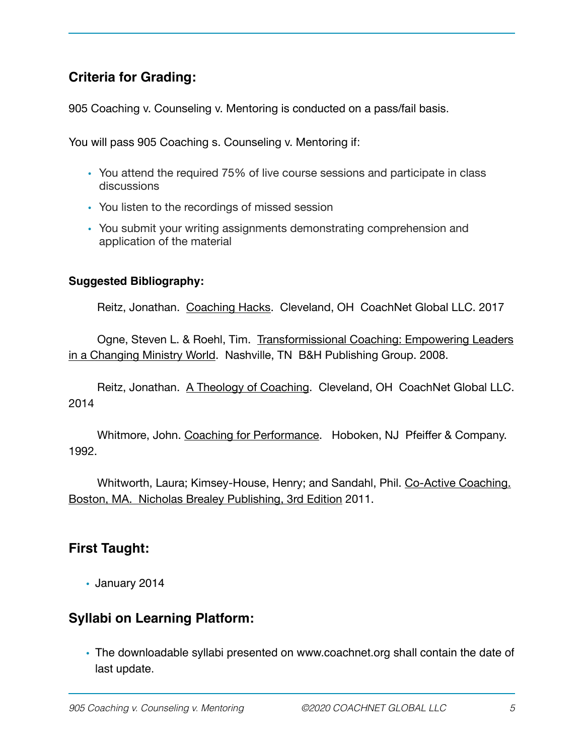## Criteria for Grading:

905 Coaching v. Counseling v. Mentoring is conducted on a pass/fail basis.

You will pass 905 Coaching s. Counseling v. Mentoring if:

- You attend the required 75% of live course sessions and participate in class discussions
- You listen to the recordings of missed session
- You submit your writing assignments demonstrating comprehension and application of the material

### Suggested Bibliography:

Reitz, Jonathan. Coaching Hacks. Cleveland, OH CoachNet Global LLC. 2017

Ogne, Steven L. & Roehl, Tim. Transformissional Coaching: Empowering Leaders in a Changing Ministry World. Nashville, TN B&H Publishing Group. 2008.

Reitz, Jonathan. A Theology of Coaching. Cleveland, OH CoachNet Global LLC. 2014

Whitmore, John. Coaching for Performance. Hoboken, NJ Pfeiffer & Company. 1992.

Whitworth, Laura; Kimsey-House, Henry; and Sandahl, Phil. Co-Active Coaching. Boston, MA. Nicholas Brealey Publishing, 3rd Edition 2011.

## First Taught:

- January 2014

## Syllabi on Learning Platform:

- The downloadable syllabi presented on www.coachnet.org shall contain the date of last update.